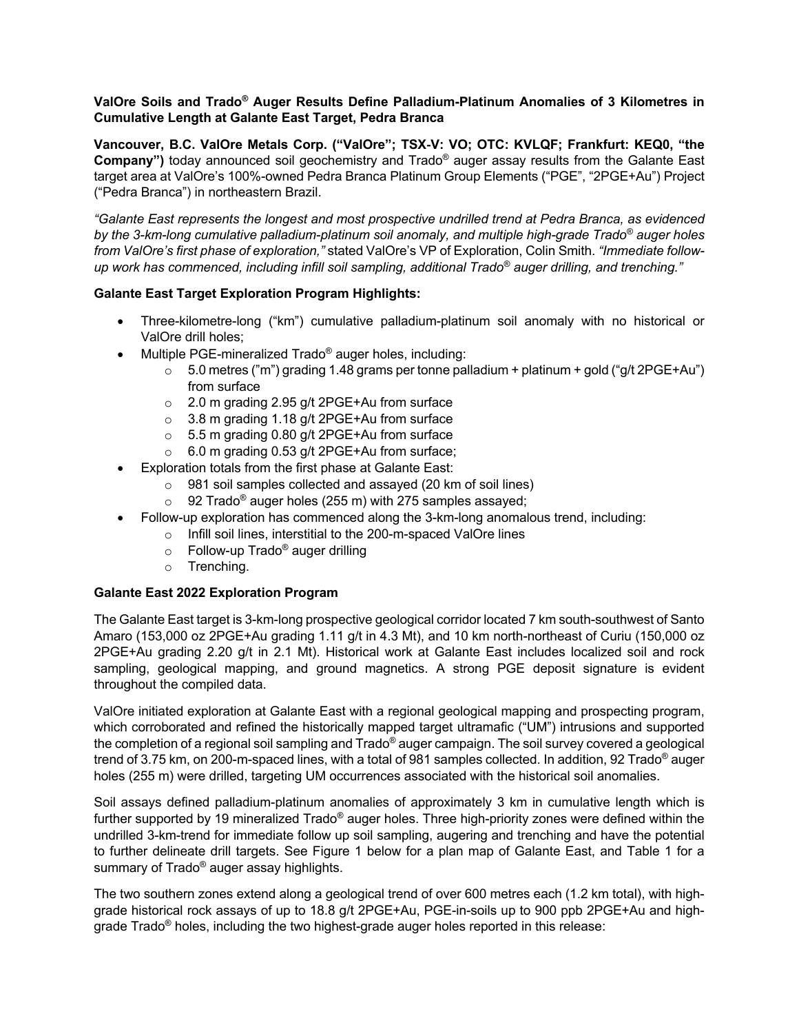**ValOre Soils and Trado® Auger Results Define Palladium-Platinum Anomalies of 3 Kilometres in Cumulative Length at Galante East Target, Pedra Branca**

**Vancouver, B.C. ValOre Metals Corp. ("ValOre"; TSX-V: VO; OTC: KVLQF; Frankfurt: KEQ0, "the Company")** today announced soil geochemistry and Trado® auger assay results from the Galante East target area at ValOre's 100%-owned Pedra Branca Platinum Group Elements ("PGE", "2PGE+Au") Project ("Pedra Branca") in northeastern Brazil.

*"Galante East represents the longest and most prospective undrilled trend at Pedra Branca, as evidenced by the 3-km-long cumulative palladium-platinum soil anomaly, and multiple high-grade Trado® auger holes from ValOre's first phase of exploration,"* stated ValOre's VP of Exploration, Colin Smith. *"Immediate follow-up work has commenced, including infill soil sampling, additional Trado® auger drilling, and trenching."*

**Galante East Target Exploration Program Highlights:**

- Three-kilometre-long ("km") cumulative palladium-platinum soil anomaly with no historical or ValOre drill holes;
- Multiple PGE-mineralized Trado® auger holes, including:
  - 5.0 metres ("m") grading 1.48 grams per tonne palladium + platinum + gold ("g/t 2PGE+Au") from surface
  - 2.0 m grading 2.95 g/t 2PGE+Au from surface
  - 3.8 m grading 1.18 g/t 2PGE+Au from surface
  - 5.5 m grading 0.80 g/t 2PGE+Au from surface
  - 6.0 m grading 0.53 g/t 2PGE+Au from surface;
- Exploration totals from the first phase at Galante East:
  - 981 soil samples collected and assayed (20 km of soil lines)
  - 92 Trado® auger holes (255 m) with 275 samples assayed;
- Follow-up exploration has commenced along the 3-km-long anomalous trend, including:
  - Infill soil lines, interstitial to the 200-m-spaced ValOre lines
  - Follow-up Trado® auger drilling
  - Trenching.

**Galante East 2022 Exploration Program**

The Galante East target is 3-km-long prospective geological corridor located 7 km south-southwest of Santo Amaro (153,000 oz 2PGE+Au grading 1.11 g/t in 4.3 Mt), and 10 km north-northeast of Curiu (150,000 oz 2PGE+Au grading 2.20 g/t in 2.1 Mt). Historical work at Galante East includes localized soil and rock sampling, geological mapping, and ground magnetics. A strong PGE deposit signature is evident throughout the compiled data.

ValOre initiated exploration at Galante East with a regional geological mapping and prospecting program, which corroborated and refined the historically mapped target ultramafic ("UM") intrusions and supported the completion of a regional soil sampling and Trado® auger campaign. The soil survey covered a geological trend of 3.75 km, on 200-m-spaced lines, with a total of 981 samples collected. In addition, 92 Trado® auger holes (255 m) were drilled, targeting UM occurrences associated with the historical soil anomalies.

Soil assays defined palladium-platinum anomalies of approximately 3 km in cumulative length which is further supported by 19 mineralized Trado® auger holes. Three high-priority zones were defined within the undrilled 3-km-trend for immediate follow up soil sampling, augering and trenching and have the potential to further delineate drill targets. See Figure 1 below for a plan map of Galante East, and Table 1 for a summary of Trado® auger assay highlights.

The two southern zones extend along a geological trend of over 600 metres each (1.2 km total), with high-grade historical rock assays of up to 18.8 g/t 2PGE+Au, PGE-in-soils up to 900 ppb 2PGE+Au and high-grade Trado® holes, including the two highest-grade auger holes reported in this release: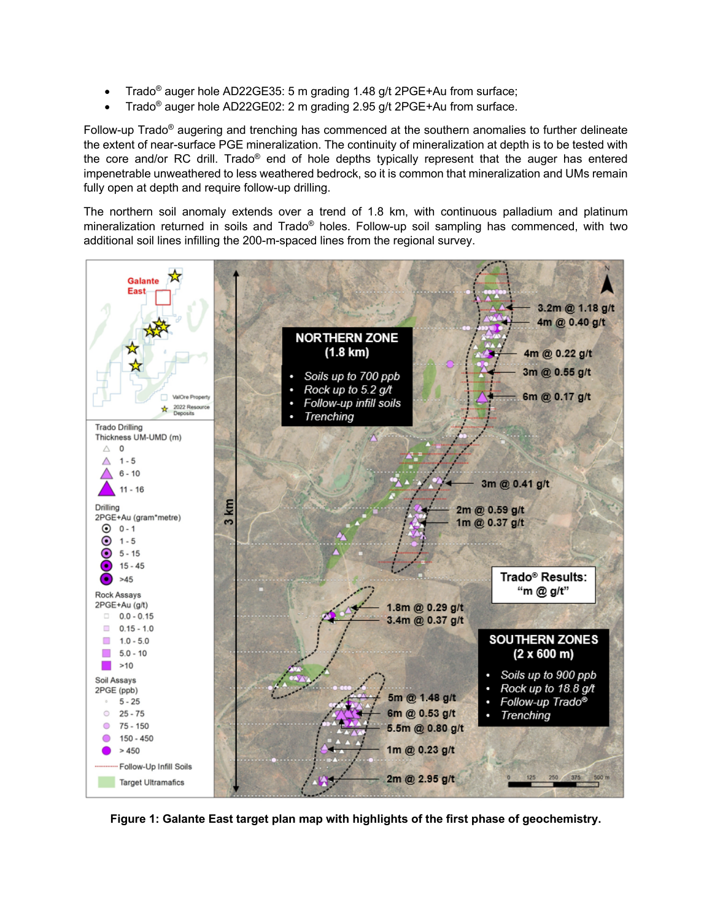- Trado® auger hole AD22GE35: 5 m grading 1.48 g/t 2PGE+Au from surface;
- Trado® auger hole AD22GE02: 2 m grading 2.95 g/t 2PGE+Au from surface.

Follow-up Trado® augering and trenching has commenced at the southern anomalies to further delineate the extent of near-surface PGE mineralization. The continuity of mineralization at depth is to be tested with the core and/or RC drill. Trado® end of hole depths typically represent that the auger has entered impenetrable unweathered to less weathered bedrock, so it is common that mineralization and UMs remain fully open at depth and require follow-up drilling.

The northern soil anomaly extends over a trend of 1.8 km, with continuous palladium and platinum mineralization returned in soils and Trado® holes. Follow-up soil sampling has commenced, with two additional soil lines infilling the 200-m-spaced lines from the regional survey.

**Figure 1: Galante East target plan map with highlights of the first phase of geochemistry.**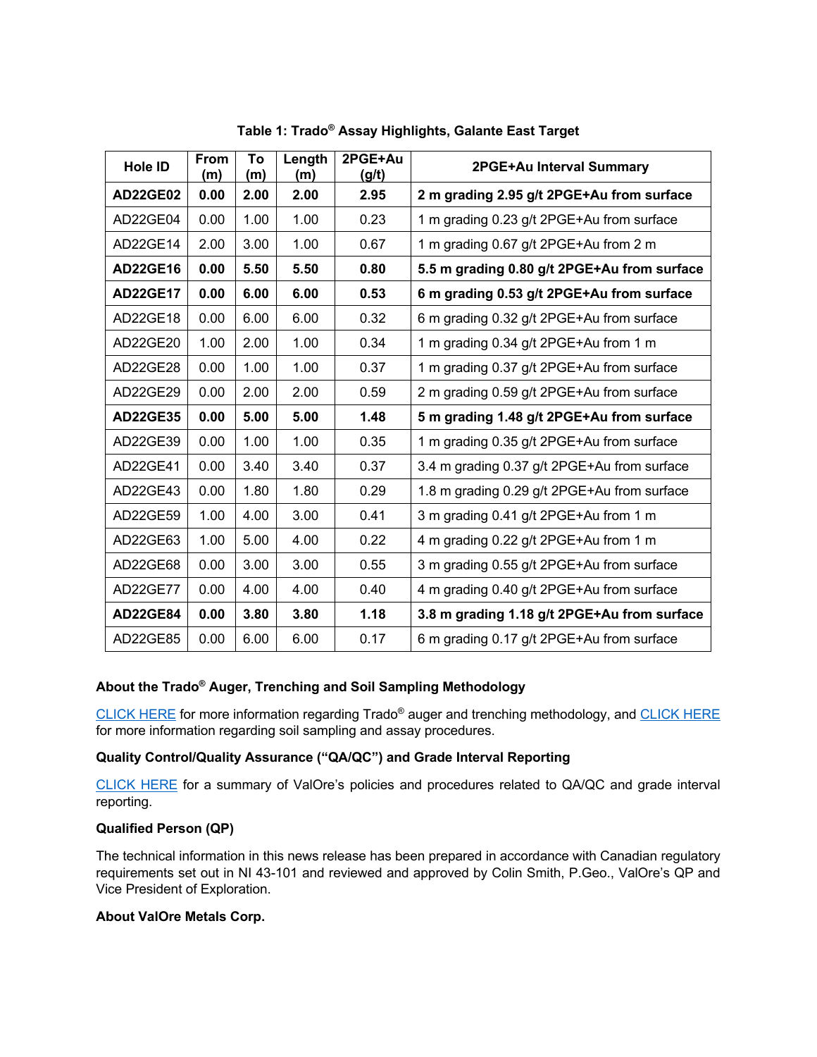**Table 1: Trado® Assay Highlights, Galante East Target**

| Hole ID | From (m) | To (m) | Length (m) | 2PGE+Au (g/t) | 2PGE+Au Interval Summary |
|---|---|---|---|---|---|
| **AD22GE02** | **0.00** | **2.00** | **2.00** | **2.95** | **2 m grading 2.95 g/t 2PGE+Au from surface** |
| AD22GE04 | 0.00 | 1.00 | 1.00 | 0.23 | 1 m grading 0.23 g/t 2PGE+Au from surface |
| AD22GE14 | 2.00 | 3.00 | 1.00 | 0.67 | 1 m grading 0.67 g/t 2PGE+Au from 2 m |
| **AD22GE16** | **0.00** | **5.50** | **5.50** | **0.80** | **5.5 m grading 0.80 g/t 2PGE+Au from surface** |
| **AD22GE17** | **0.00** | **6.00** | **6.00** | **0.53** | **6 m grading 0.53 g/t 2PGE+Au from surface** |
| AD22GE18 | 0.00 | 6.00 | 6.00 | 0.32 | 6 m grading 0.32 g/t 2PGE+Au from surface |
| AD22GE20 | 1.00 | 2.00 | 1.00 | 0.34 | 1 m grading 0.34 g/t 2PGE+Au from 1 m |
| AD22GE28 | 0.00 | 1.00 | 1.00 | 0.37 | 1 m grading 0.37 g/t 2PGE+Au from surface |
| AD22GE29 | 0.00 | 2.00 | 2.00 | 0.59 | 2 m grading 0.59 g/t 2PGE+Au from surface |
| **AD22GE35** | **0.00** | **5.00** | **5.00** | **1.48** | **5 m grading 1.48 g/t 2PGE+Au from surface** |
| AD22GE39 | 0.00 | 1.00 | 1.00 | 0.35 | 1 m grading 0.35 g/t 2PGE+Au from surface |
| AD22GE41 | 0.00 | 3.40 | 3.40 | 0.37 | 3.4 m grading 0.37 g/t 2PGE+Au from surface |
| AD22GE43 | 0.00 | 1.80 | 1.80 | 0.29 | 1.8 m grading 0.29 g/t 2PGE+Au from surface |
| AD22GE59 | 1.00 | 4.00 | 3.00 | 0.41 | 3 m grading 0.41 g/t 2PGE+Au from 1 m |
| AD22GE63 | 1.00 | 5.00 | 4.00 | 0.22 | 4 m grading 0.22 g/t 2PGE+Au from 1 m |
| AD22GE68 | 0.00 | 3.00 | 3.00 | 0.55 | 3 m grading 0.55 g/t 2PGE+Au from surface |
| AD22GE77 | 0.00 | 4.00 | 4.00 | 0.40 | 4 m grading 0.40 g/t 2PGE+Au from surface |
| **AD22GE84** | **0.00** | **3.80** | **3.80** | **1.18** | **3.8 m grading 1.18 g/t 2PGE+Au from surface** |
| AD22GE85 | 0.00 | 6.00 | 6.00 | 0.17 | 6 m grading 0.17 g/t 2PGE+Au from surface |

**About the Trado® Auger, Trenching and Soil Sampling Methodology**

CLICK HERE for more information regarding Trado® auger and trenching methodology, and CLICK HERE for more information regarding soil sampling and assay procedures.

**Quality Control/Quality Assurance ("QA/QC") and Grade Interval Reporting**

CLICK HERE for a summary of ValOre's policies and procedures related to QA/QC and grade interval reporting.

**Qualified Person (QP)**

The technical information in this news release has been prepared in accordance with Canadian regulatory requirements set out in NI 43-101 and reviewed and approved by Colin Smith, P.Geo., ValOre's QP and Vice President of Exploration.

**About ValOre Metals Corp.**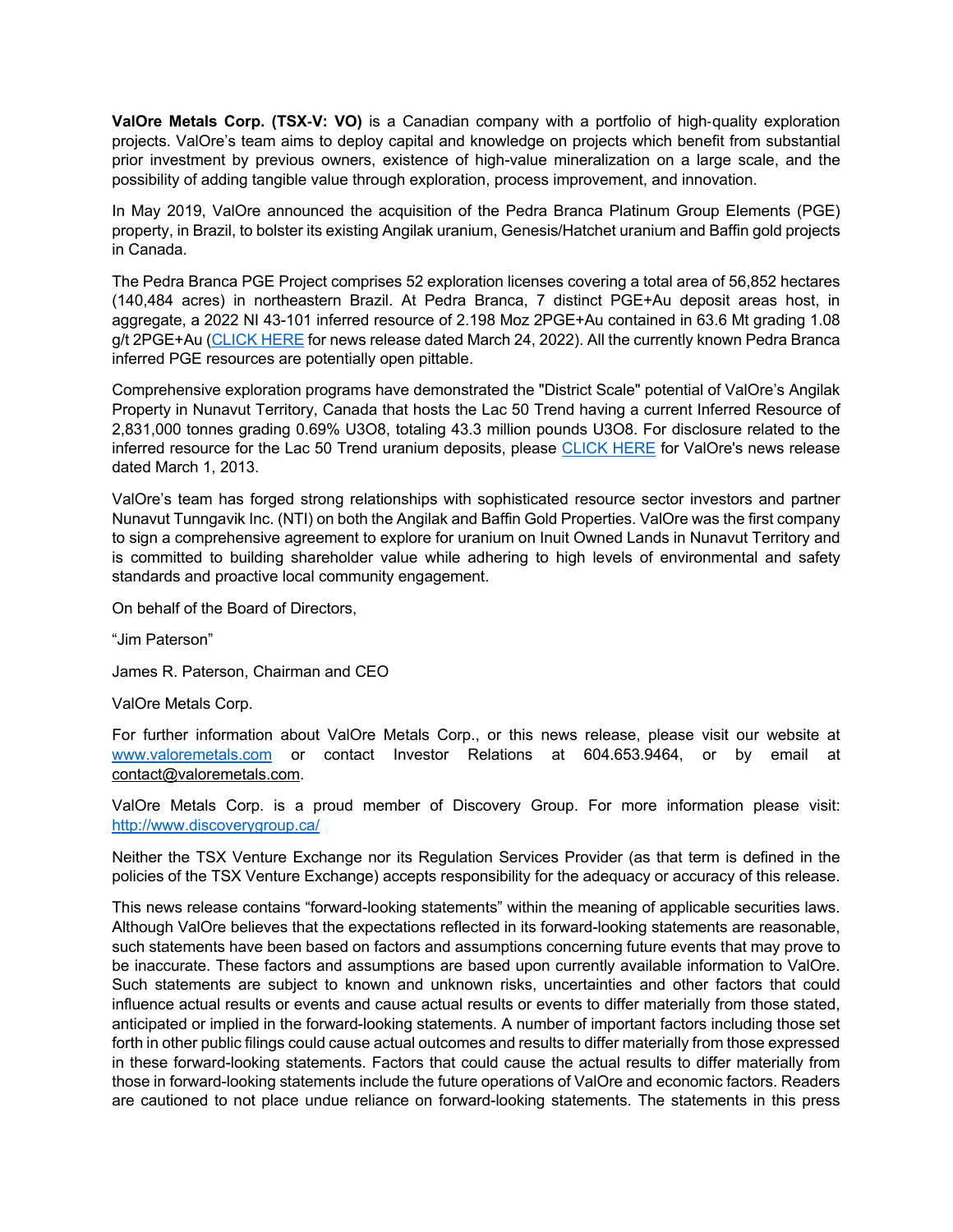**ValOre Metals Corp. (TSX-V: VO)** is a Canadian company with a portfolio of high-quality exploration projects. ValOre's team aims to deploy capital and knowledge on projects which benefit from substantial prior investment by previous owners, existence of high-value mineralization on a large scale, and the possibility of adding tangible value through exploration, process improvement, and innovation.

In May 2019, ValOre announced the acquisition of the Pedra Branca Platinum Group Elements (PGE) property, in Brazil, to bolster its existing Angilak uranium, Genesis/Hatchet uranium and Baffin gold projects in Canada.

The Pedra Branca PGE Project comprises 52 exploration licenses covering a total area of 56,852 hectares (140,484 acres) in northeastern Brazil. At Pedra Branca, 7 distinct PGE+Au deposit areas host, in aggregate, a 2022 NI 43-101 inferred resource of 2.198 Moz 2PGE+Au contained in 63.6 Mt grading 1.08 g/t 2PGE+Au (CLICK HERE for news release dated March 24, 2022). All the currently known Pedra Branca inferred PGE resources are potentially open pittable.

Comprehensive exploration programs have demonstrated the "District Scale" potential of ValOre's Angilak Property in Nunavut Territory, Canada that hosts the Lac 50 Trend having a current Inferred Resource of 2,831,000 tonnes grading 0.69% $U_3O_8$, totaling 43.3 million pounds $U_3O_8$. For disclosure related to the inferred resource for the Lac 50 Trend uranium deposits, please CLICK HERE for ValOre's news release dated March 1, 2013.

ValOre's team has forged strong relationships with sophisticated resource sector investors and partner Nunavut Tunngavik Inc. (NTI) on both the Angilak and Baffin Gold Properties. ValOre was the first company to sign a comprehensive agreement to explore for uranium on Inuit Owned Lands in Nunavut Territory and is committed to building shareholder value while adhering to high levels of environmental and safety standards and proactive local community engagement.

On behalf of the Board of Directors,

"Jim Paterson"

James R. Paterson, Chairman and CEO

ValOre Metals Corp.

For further information about ValOre Metals Corp., or this news release, please visit our website at www.valoremetals.com or contact Investor Relations at 604.653.9464, or by email at contact@valoremetals.com.

ValOre Metals Corp. is a proud member of Discovery Group. For more information please visit: http://www.discoverygroup.ca/

Neither the TSX Venture Exchange nor its Regulation Services Provider (as that term is defined in the policies of the TSX Venture Exchange) accepts responsibility for the adequacy or accuracy of this release.

This news release contains "forward-looking statements" within the meaning of applicable securities laws. Although ValOre believes that the expectations reflected in its forward-looking statements are reasonable, such statements have been based on factors and assumptions concerning future events that may prove to be inaccurate. These factors and assumptions are based upon currently available information to ValOre. Such statements are subject to known and unknown risks, uncertainties and other factors that could influence actual results or events and cause actual results or events to differ materially from those stated, anticipated or implied in the forward-looking statements. A number of important factors including those set forth in other public filings could cause actual outcomes and results to differ materially from those expressed in these forward-looking statements. Factors that could cause the actual results to differ materially from those in forward-looking statements include the future operations of ValOre and economic factors. Readers are cautioned to not place undue reliance on forward-looking statements. The statements in this press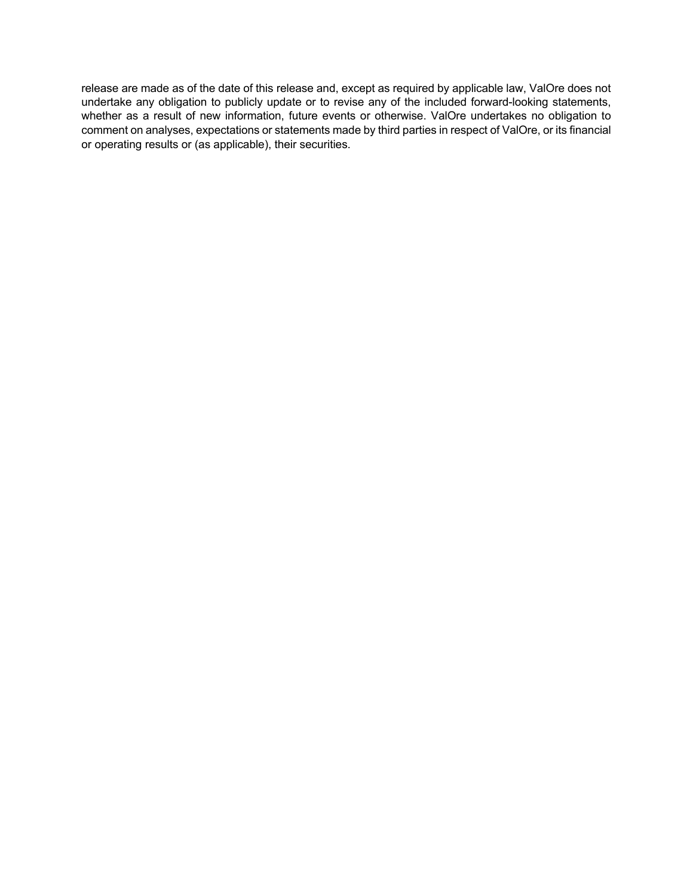release are made as of the date of this release and, except as required by applicable law, ValOre does not undertake any obligation to publicly update or to revise any of the included forward-looking statements, whether as a result of new information, future events or otherwise. ValOre undertakes no obligation to comment on analyses, expectations or statements made by third parties in respect of ValOre, or its financial or operating results or (as applicable), their securities.